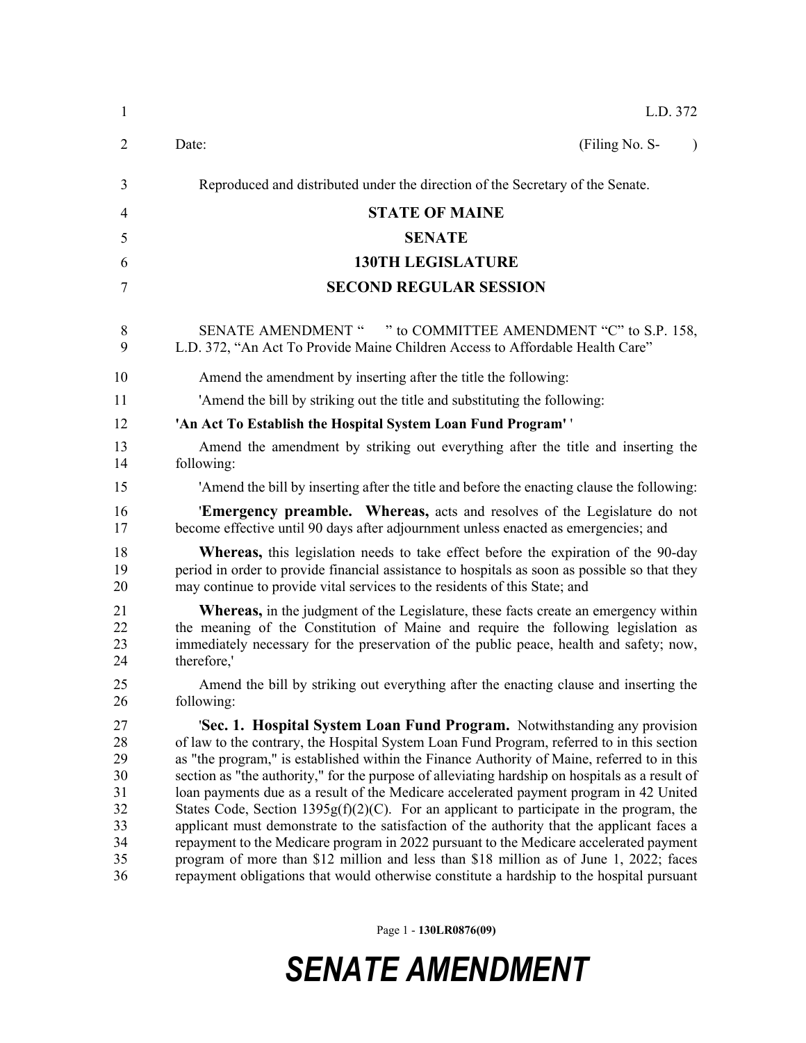L.D. 372

Date: (Filing No. S- )

Reproduced and distributed under the direction of the Secretary of the Senate.

**STATE OF MAINE**

**SENATE**

**130TH LEGISLATURE**

**SECOND REGULAR SESSION**

SENATE AMENDMENT " " to COMMITTEE AMENDMENT "C" to S.P. 158, L.D. 372, "An Act To Provide Maine Children Access to Affordable Health Care"

Amend the amendment by inserting after the title the following:

'Amend the bill by striking out the title and substituting the following:

**'An Act To Establish the Hospital System Loan Fund Program'** '

Amend the amendment by striking out everything after the title and inserting the following:

'Amend the bill by inserting after the title and before the enacting clause the following:

'**Emergency preamble. Whereas,** acts and resolves of the Legislature do not become effective until 90 days after adjournment unless enacted as emergencies; and

**Whereas,** this legislation needs to take effect before the expiration of the 90-day period in order to provide financial assistance to hospitals as soon as possible so that they may continue to provide vital services to the residents of this State; and

**Whereas,** in the judgment of the Legislature, these facts create an emergency within the meaning of the Constitution of Maine and require the following legislation as immediately necessary for the preservation of the public peace, health and safety; now, therefore,'

Amend the bill by striking out everything after the enacting clause and inserting the following:

'**Sec. 1. Hospital System Loan Fund Program.** Notwithstanding any provision of law to the contrary, the Hospital System Loan Fund Program, referred to in this section as "the program," is established within the Finance Authority of Maine, referred to in this section as "the authority," for the purpose of alleviating hardship on hospitals as a result of loan payments due as a result of the Medicare accelerated payment program in 42 United States Code, Section 1395g(f)(2)(C). For an applicant to participate in the program, the applicant must demonstrate to the satisfaction of the authority that the applicant faces a repayment to the Medicare program in 2022 pursuant to the Medicare accelerated payment program of more than $12 million and less than $18 million as of June 1, 2022; faces repayment obligations that would otherwise constitute a hardship to the hospital pursuant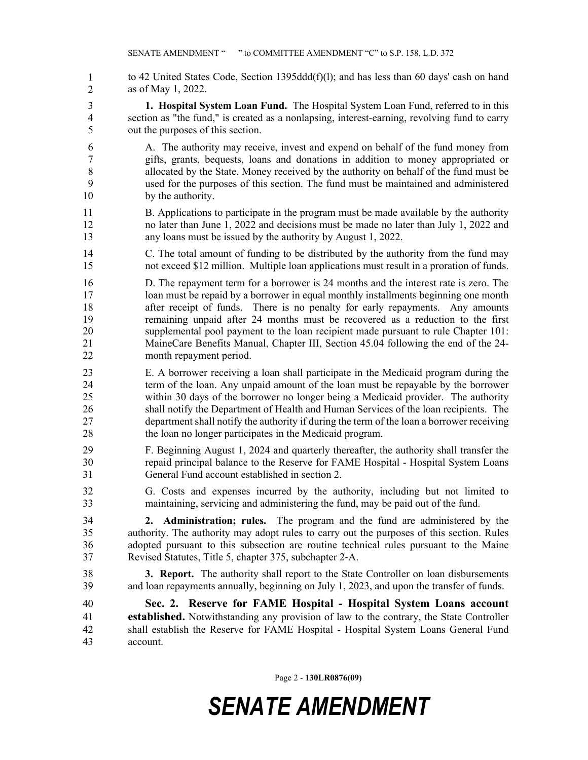to 42 United States Code, Section 1395ddd(f)(l); and has less than 60 days' cash on hand as of May 1, 2022.

**1. Hospital System Loan Fund.** The Hospital System Loan Fund, referred to in this section as "the fund," is created as a nonlapsing, interest-earning, revolving fund to carry out the purposes of this section.

A. The authority may receive, invest and expend on behalf of the fund money from gifts, grants, bequests, loans and donations in addition to money appropriated or allocated by the State. Money received by the authority on behalf of the fund must be used for the purposes of this section. The fund must be maintained and administered by the authority.

B. Applications to participate in the program must be made available by the authority no later than June 1, 2022 and decisions must be made no later than July 1, 2022 and any loans must be issued by the authority by August 1, 2022.

C. The total amount of funding to be distributed by the authority from the fund may not exceed $12 million. Multiple loan applications must result in a proration of funds.

D. The repayment term for a borrower is 24 months and the interest rate is zero. The loan must be repaid by a borrower in equal monthly installments beginning one month after receipt of funds. There is no penalty for early repayments. Any amounts remaining unpaid after 24 months must be recovered as a reduction to the first supplemental pool payment to the loan recipient made pursuant to rule Chapter 101: MaineCare Benefits Manual, Chapter III, Section 45.04 following the end of the 24-month repayment period.

E. A borrower receiving a loan shall participate in the Medicaid program during the term of the loan. Any unpaid amount of the loan must be repayable by the borrower within 30 days of the borrower no longer being a Medicaid provider. The authority shall notify the Department of Health and Human Services of the loan recipients. The department shall notify the authority if during the term of the loan a borrower receiving the loan no longer participates in the Medicaid program.

F. Beginning August 1, 2024 and quarterly thereafter, the authority shall transfer the repaid principal balance to the Reserve for FAME Hospital - Hospital System Loans General Fund account established in section 2.

G. Costs and expenses incurred by the authority, including but not limited to maintaining, servicing and administering the fund, may be paid out of the fund.

**2. Administration; rules.** The program and the fund are administered by the authority. The authority may adopt rules to carry out the purposes of this section. Rules adopted pursuant to this subsection are routine technical rules pursuant to the Maine Revised Statutes, Title 5, chapter 375, subchapter 2-A.

**3. Report.** The authority shall report to the State Controller on loan disbursements and loan repayments annually, beginning on July 1, 2023, and upon the transfer of funds.

**Sec. 2. Reserve for FAME Hospital - Hospital System Loans account established.** Notwithstanding any provision of law to the contrary, the State Controller shall establish the Reserve for FAME Hospital - Hospital System Loans General Fund account.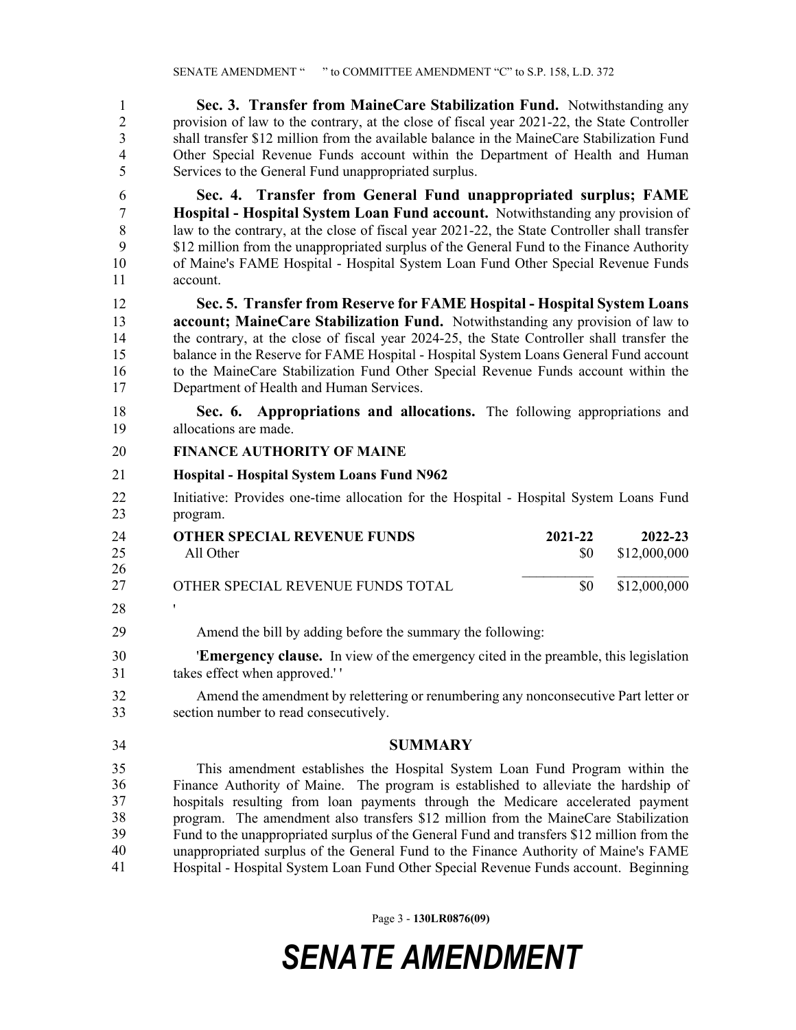**Sec. 3. Transfer from MaineCare Stabilization Fund.** Notwithstanding any provision of law to the contrary, at the close of fiscal year 2021-22, the State Controller shall transfer $12 million from the available balance in the MaineCare Stabilization Fund Other Special Revenue Funds account within the Department of Health and Human Services to the General Fund unappropriated surplus.

**Sec. 4. Transfer from General Fund unappropriated surplus; FAME Hospital - Hospital System Loan Fund account.** Notwithstanding any provision of law to the contrary, at the close of fiscal year 2021-22, the State Controller shall transfer $12 million from the unappropriated surplus of the General Fund to the Finance Authority of Maine's FAME Hospital - Hospital System Loan Fund Other Special Revenue Funds account.

**Sec. 5. Transfer from Reserve for FAME Hospital - Hospital System Loans account; MaineCare Stabilization Fund.** Notwithstanding any provision of law to the contrary, at the close of fiscal year 2024-25, the State Controller shall transfer the balance in the Reserve for FAME Hospital - Hospital System Loans General Fund account to the MaineCare Stabilization Fund Other Special Revenue Funds account within the Department of Health and Human Services.

**Sec. 6. Appropriations and allocations.** The following appropriations and allocations are made.

**FINANCE AUTHORITY OF MAINE**

**Hospital - Hospital System Loans Fund N962**

Initiative: Provides one-time allocation for the Hospital - Hospital System Loans Fund program.

| OTHER SPECIAL REVENUE FUNDS | 2021-22 | 2022-23 |
|---|---|---|
| All Other | $0 | $12,000,000 |
| OTHER SPECIAL REVENUE FUNDS TOTAL | $0 | $12,000,000 |

'

Amend the bill by adding before the summary the following:

'**Emergency clause.** In view of the emergency cited in the preamble, this legislation takes effect when approved.' '

Amend the amendment by relettering or renumbering any nonconsecutive Part letter or section number to read consecutively.

## SUMMARY

This amendment establishes the Hospital System Loan Fund Program within the Finance Authority of Maine. The program is established to alleviate the hardship of hospitals resulting from loan payments through the Medicare accelerated payment program. The amendment also transfers $12 million from the MaineCare Stabilization Fund to the unappropriated surplus of the General Fund and transfers $12 million from the unappropriated surplus of the General Fund to the Finance Authority of Maine's FAME Hospital - Hospital System Loan Fund Other Special Revenue Funds account. Beginning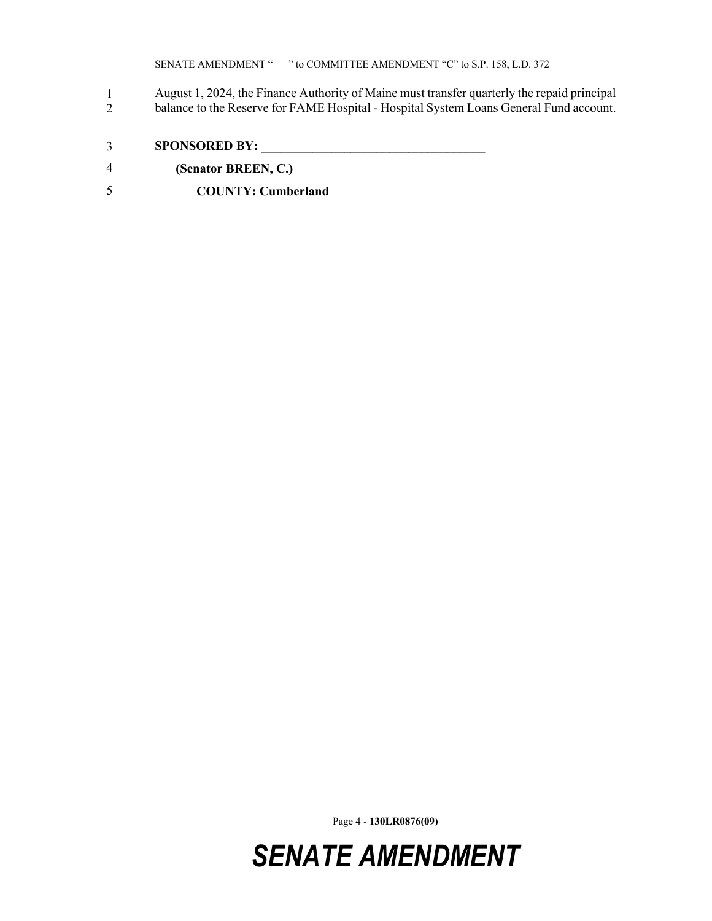August 1, 2024, the Finance Authority of Maine must transfer quarterly the repaid principal balance to the Reserve for FAME Hospital - Hospital System Loans General Fund account.

**SPONSORED BY: ___________________________________**

**(Senator BREEN, C.)**

**COUNTY: Cumberland**